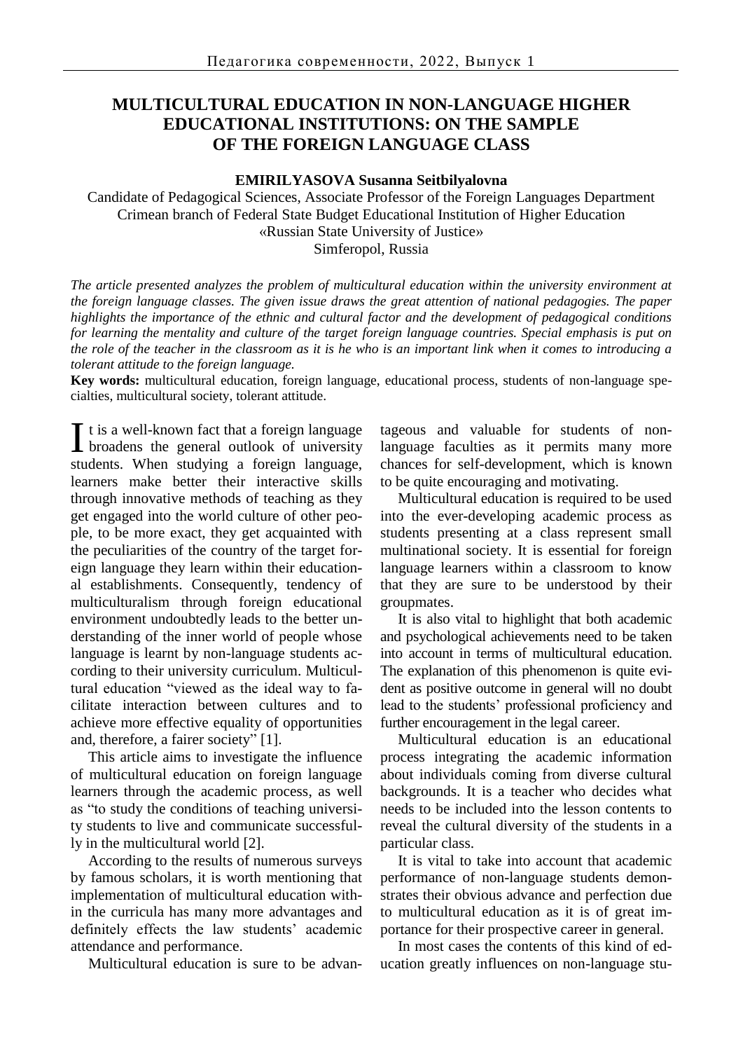# MULTICULTURAL EDUCATION IN NON-LANGUAGE HIGHER EDUCATIONAL INSTITUTIONS: ON THE SAMPLE OF THE FOREIGN LANGUAGE CLASS

**EMIRILYASOVA Susanna Seitbilyalovna**

Candidate of Pedagogical Sciences, Associate Professor of the Foreign Languages Department
Crimean branch of Federal State Budget Educational Institution of Higher Education
«Russian State University of Justice»
Simferopol, Russia

*The article presented analyzes the problem of multicultural education within the university environment at the foreign language classes. The given issue draws the great attention of national pedagogies. The paper highlights the importance of the ethnic and cultural factor and the development of pedagogical conditions for learning the mentality and culture of the target foreign language countries. Special emphasis is put on the role of the teacher in the classroom as it is he who is an important link when it comes to introducing a tolerant attitude to the foreign language.*

**Key words:** multicultural education, foreign language, educational process, students of non-language specialties, multicultural society, tolerant attitude.

It is a well-known fact that a foreign language broadens the general outlook of university students. When studying a foreign language, learners make better their interactive skills through innovative methods of teaching as they get engaged into the world culture of other people, to be more exact, they get acquainted with the peculiarities of the country of the target foreign language they learn within their educational establishments. Consequently, tendency of multiculturalism through foreign educational environment undoubtedly leads to the better understanding of the inner world of people whose language is learnt by non-language students according to their university curriculum. Multicultural education "viewed as the ideal way to facilitate interaction between cultures and to achieve more effective equality of opportunities and, therefore, a fairer society" [1].

This article aims to investigate the influence of multicultural education on foreign language learners through the academic process, as well as "to study the conditions of teaching university students to live and communicate successfully in the multicultural world [2].

According to the results of numerous surveys by famous scholars, it is worth mentioning that implementation of multicultural education within the curricula has many more advantages and definitely effects the law students' academic attendance and performance.

Multicultural education is sure to be advantageous and valuable for students of non-language faculties as it permits many more chances for self-development, which is known to be quite encouraging and motivating.

Multicultural education is required to be used into the ever-developing academic process as students presenting at a class represent small multinational society. It is essential for foreign language learners within a classroom to know that they are sure to be understood by their groupmates.

It is also vital to highlight that both academic and psychological achievements need to be taken into account in terms of multicultural education. The explanation of this phenomenon is quite evident as positive outcome in general will no doubt lead to the students' professional proficiency and further encouragement in the legal career.

Multicultural education is an educational process integrating the academic information about individuals coming from diverse cultural backgrounds. It is a teacher who decides what needs to be included into the lesson contents to reveal the cultural diversity of the students in a particular class.

It is vital to take into account that academic performance of non-language students demonstrates their obvious advance and perfection due to multicultural education as it is of great importance for their prospective career in general.

In most cases the contents of this kind of education greatly influences on non-language stu-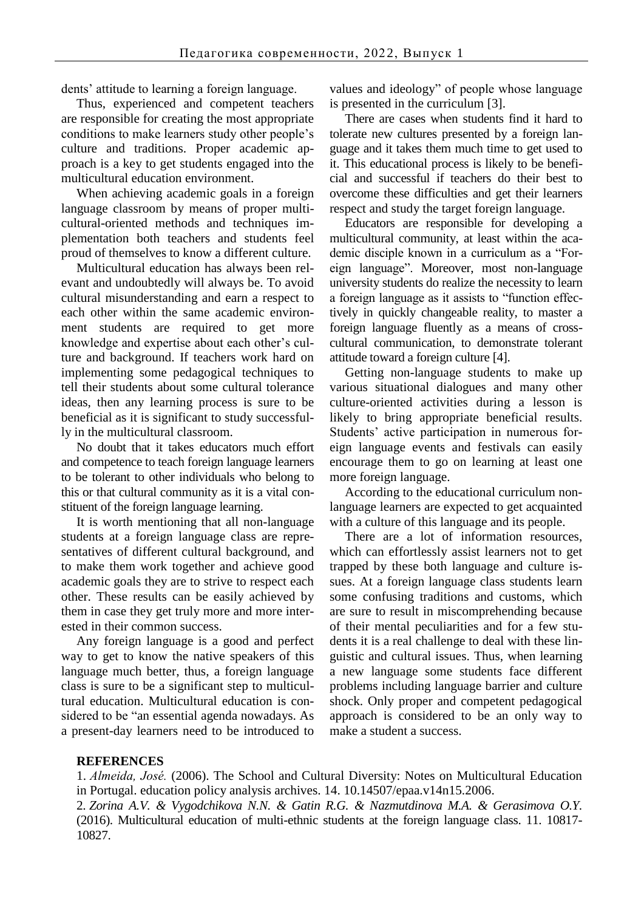dents' attitude to learning a foreign language.

Thus, experienced and competent teachers are responsible for creating the most appropriate conditions to make learners study other people's culture and traditions. Proper academic approach is a key to get students engaged into the multicultural education environment.

When achieving academic goals in a foreign language classroom by means of proper multicultural-oriented methods and techniques implementation both teachers and students feel proud of themselves to know a different culture.

Multicultural education has always been relevant and undoubtedly will always be. To avoid cultural misunderstanding and earn a respect to each other within the same academic environment students are required to get more knowledge and expertise about each other's culture and background. If teachers work hard on implementing some pedagogical techniques to tell their students about some cultural tolerance ideas, then any learning process is sure to be beneficial as it is significant to study successfully in the multicultural classroom.

No doubt that it takes educators much effort and competence to teach foreign language learners to be tolerant to other individuals who belong to this or that cultural community as it is a vital constituent of the foreign language learning.

It is worth mentioning that all non-language students at a foreign language class are representatives of different cultural background, and to make them work together and achieve good academic goals they are to strive to respect each other. These results can be easily achieved by them in case they get truly more and more interested in their common success.

Any foreign language is a good and perfect way to get to know the native speakers of this language much better, thus, a foreign language class is sure to be a significant step to multicultural education. Multicultural education is considered to be "an essential agenda nowadays. As a present-day learners need to be introduced to values and ideology" of people whose language is presented in the curriculum [3].

There are cases when students find it hard to tolerate new cultures presented by a foreign language and it takes them much time to get used to it. This educational process is likely to be beneficial and successful if teachers do their best to overcome these difficulties and get their learners respect and study the target foreign language.

Educators are responsible for developing a multicultural community, at least within the academic disciple known in a curriculum as a "Foreign language". Moreover, most non-language university students do realize the necessity to learn a foreign language as it assists to "function effectively in quickly changeable reality, to master a foreign language fluently as a means of cross-cultural communication, to demonstrate tolerant attitude toward a foreign culture [4].

Getting non-language students to make up various situational dialogues and many other culture-oriented activities during a lesson is likely to bring appropriate beneficial results. Students' active participation in numerous foreign language events and festivals can easily encourage them to go on learning at least one more foreign language.

According to the educational curriculum non-language learners are expected to get acquainted with a culture of this language and its people.

There are a lot of information resources, which can effortlessly assist learners not to get trapped by these both language and culture issues. At a foreign language class students learn some confusing traditions and customs, which are sure to result in miscomprehending because of their mental peculiarities and for a few students it is a real challenge to deal with these linguistic and cultural issues. Thus, when learning a new language some students face different problems including language barrier and culture shock. Only proper and competent pedagogical approach is considered to be an only way to make a student a success.

**REFERENCES**

1. *Almeida, José.* (2006). The School and Cultural Diversity: Notes on Multicultural Education in Portugal. education policy analysis archives. 14. 10.14507/epaa.v14n15.2006.

2. *Zorina A.V. & Vygodchikova N.N. & Gatin R.G. & Nazmutdinova M.A. & Gerasimova O.Y.* (2016). Multicultural education of multi-ethnic students at the foreign language class. 11. 10817-10827.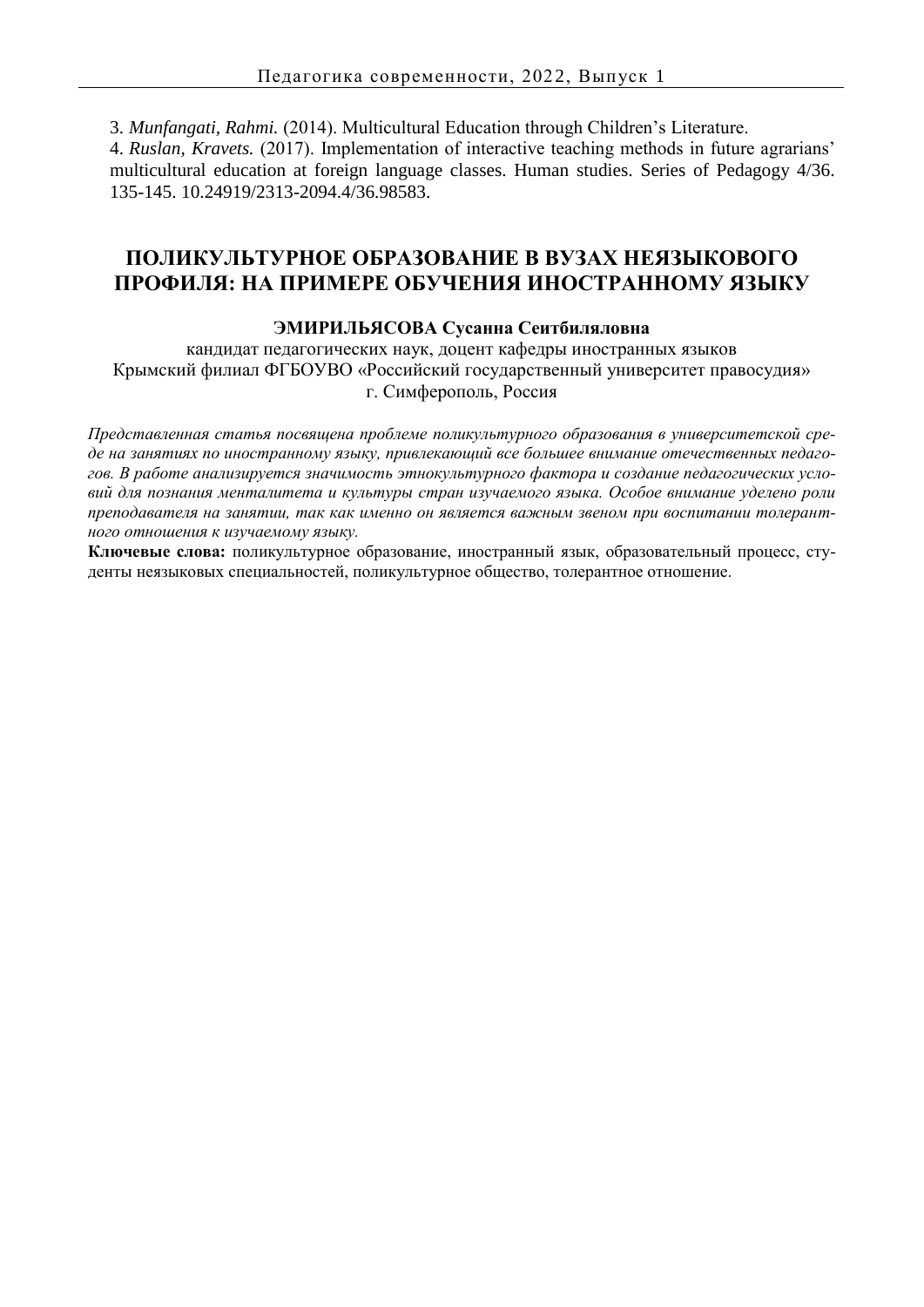3. *Munfangati, Rahmi.* (2014). Multicultural Education through Children's Literature.
4. *Ruslan, Kravets.* (2017). Implementation of interactive teaching methods in future agrarians' multicultural education at foreign language classes. Human studies. Series of Pedagogy 4/36. 135-145. 10.24919/2313-2094.4/36.98583.

# ПОЛИКУЛЬТУРНОЕ ОБРАЗОВАНИЕ В ВУЗАХ НЕЯЗЫКОВОГО ПРОФИЛЯ: НА ПРИМЕРЕ ОБУЧЕНИЯ ИНОСТРАННОМУ ЯЗЫКУ

**ЭМИРИЛЬЯСОВА Сусанна Сеитбиляловна**

кандидат педагогических наук, доцент кафедры иностранных языков
Крымский филиал ФГБОУВО «Российский государственный университет правосудия»
г. Симферополь, Россия

*Представленная статья посвящена проблеме поликультурного образования в университетской среде на занятиях по иностранному языку, привлекающий все большее внимание отечественных педагогов. В работе анализируется значимость этнокультурного фактора и создание педагогических условий для познания менталитета и культуры стран изучаемого языка. Особое внимание уделено роли преподавателя на занятии, так как именно он является важным звеном при воспитании толерантного отношения к изучаемому языку.*

**Ключевые слова:** поликультурное образование, иностранный язык, образовательный процесс, студенты неязыковых специальностей, поликультурное общество, толерантное отношение.